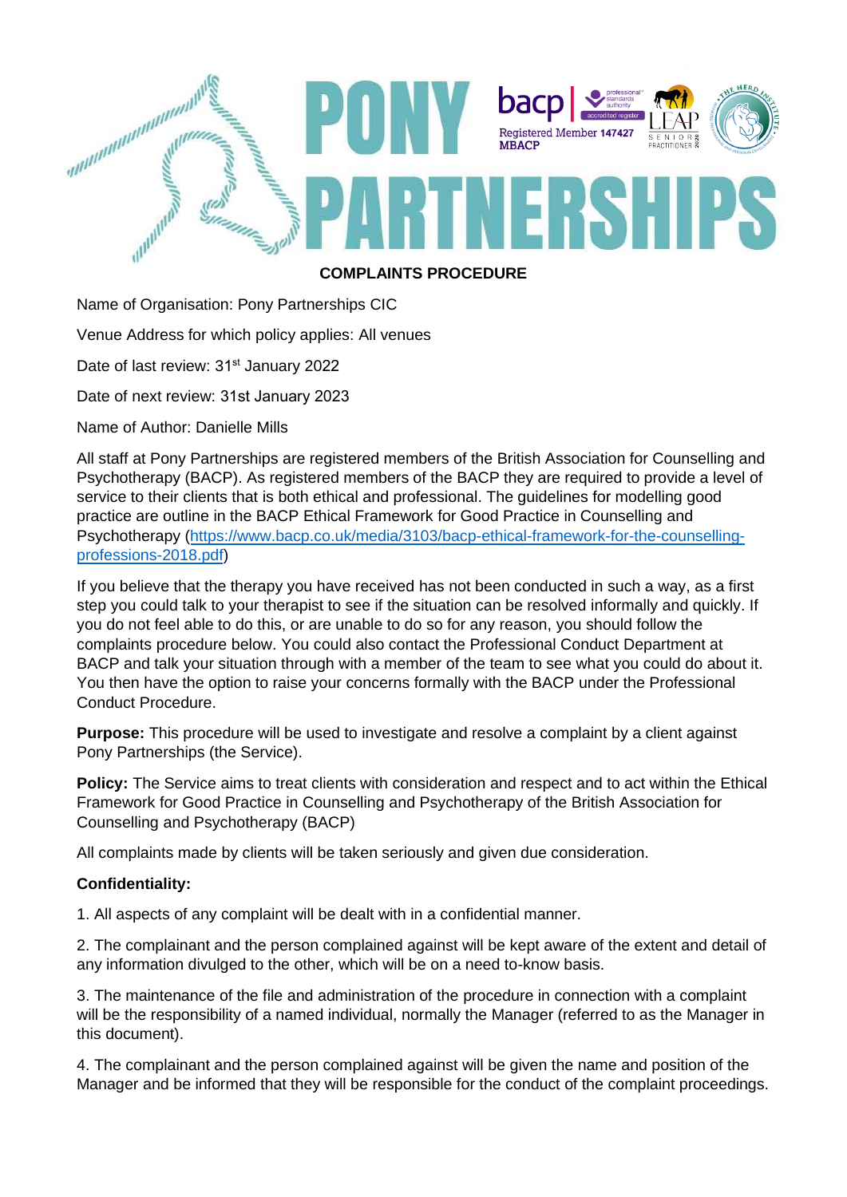# PONY PARTNERSHIPS

bacp | Registered Member 147427 MBACP

## COMPLAINTS PROCEDURE

Name of Organisation: Pony Partnerships CIC

Venue Address for which policy applies: All venues

Date of last review: 31st January 2022

Date of next review: 31st January 2023

Name of Author: Danielle Mills

All staff at Pony Partnerships are registered members of the British Association for Counselling and Psychotherapy (BACP). As registered members of the BACP they are required to provide a level of service to their clients that is both ethical and professional. The guidelines for modelling good practice are outline in the BACP Ethical Framework for Good Practice in Counselling and Psychotherapy (https://www.bacp.co.uk/media/3103/bacp-ethical-framework-for-the-counselling-professions-2018.pdf)

If you believe that the therapy you have received has not been conducted in such a way, as a first step you could talk to your therapist to see if the situation can be resolved informally and quickly. If you do not feel able to do this, or are unable to do so for any reason, you should follow the complaints procedure below. You could also contact the Professional Conduct Department at BACP and talk your situation through with a member of the team to see what you could do about it. You then have the option to raise your concerns formally with the BACP under the Professional Conduct Procedure.

**Purpose:** This procedure will be used to investigate and resolve a complaint by a client against Pony Partnerships (the Service).

**Policy:** The Service aims to treat clients with consideration and respect and to act within the Ethical Framework for Good Practice in Counselling and Psychotherapy of the British Association for Counselling and Psychotherapy (BACP)

All complaints made by clients will be taken seriously and given due consideration.

**Confidentiality:**

1. All aspects of any complaint will be dealt with in a confidential manner.

2. The complainant and the person complained against will be kept aware of the extent and detail of any information divulged to the other, which will be on a need to-know basis.

3. The maintenance of the file and administration of the procedure in connection with a complaint will be the responsibility of a named individual, normally the Manager (referred to as the Manager in this document).

4. The complainant and the person complained against will be given the name and position of the Manager and be informed that they will be responsible for the conduct of the complaint proceedings.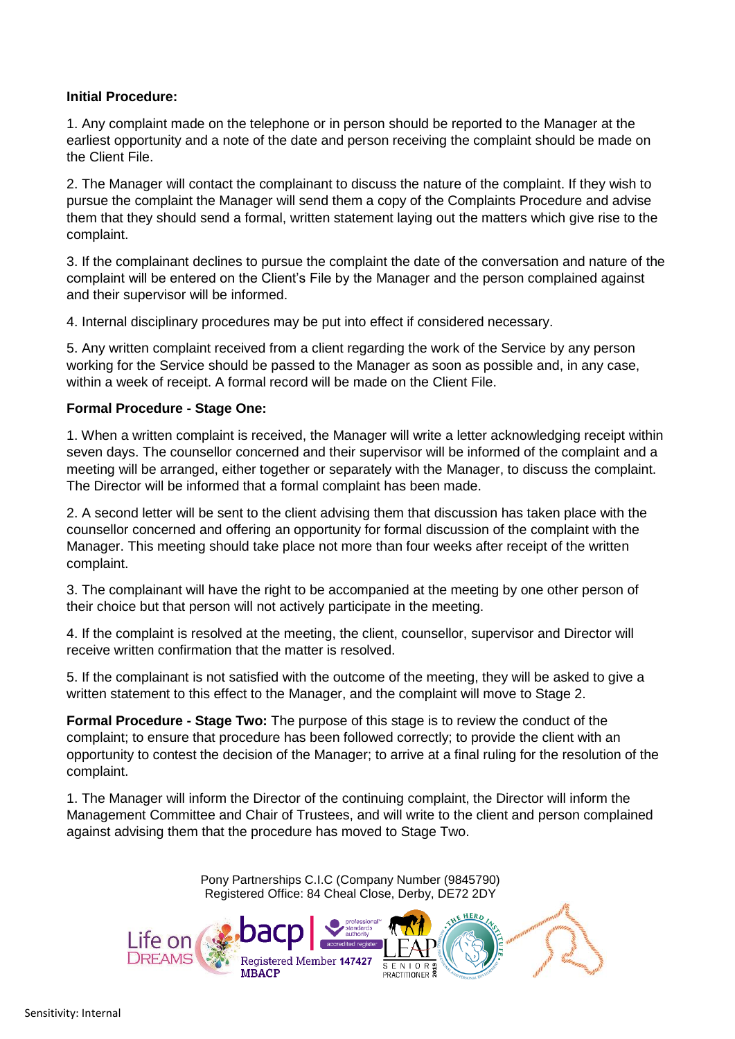**Initial Procedure:**

1. Any complaint made on the telephone or in person should be reported to the Manager at the earliest opportunity and a note of the date and person receiving the complaint should be made on the Client File.

2. The Manager will contact the complainant to discuss the nature of the complaint. If they wish to pursue the complaint the Manager will send them a copy of the Complaints Procedure and advise them that they should send a formal, written statement laying out the matters which give rise to the complaint.

3. If the complainant declines to pursue the complaint the date of the conversation and nature of the complaint will be entered on the Client's File by the Manager and the person complained against and their supervisor will be informed.

4. Internal disciplinary procedures may be put into effect if considered necessary.

5. Any written complaint received from a client regarding the work of the Service by any person working for the Service should be passed to the Manager as soon as possible and, in any case, within a week of receipt. A formal record will be made on the Client File.

**Formal Procedure - Stage One:**

1. When a written complaint is received, the Manager will write a letter acknowledging receipt within seven days. The counsellor concerned and their supervisor will be informed of the complaint and a meeting will be arranged, either together or separately with the Manager, to discuss the complaint. The Director will be informed that a formal complaint has been made.

2. A second letter will be sent to the client advising them that discussion has taken place with the counsellor concerned and offering an opportunity for formal discussion of the complaint with the Manager. This meeting should take place not more than four weeks after receipt of the written complaint.

3. The complainant will have the right to be accompanied at the meeting by one other person of their choice but that person will not actively participate in the meeting.

4. If the complaint is resolved at the meeting, the client, counsellor, supervisor and Director will receive written confirmation that the matter is resolved.

5. If the complainant is not satisfied with the outcome of the meeting, they will be asked to give a written statement to this effect to the Manager, and the complaint will move to Stage 2.

**Formal Procedure - Stage Two:** The purpose of this stage is to review the conduct of the complaint; to ensure that procedure has been followed correctly; to provide the client with an opportunity to contest the decision of the Manager; to arrive at a final ruling for the resolution of the complaint.

1. The Manager will inform the Director of the continuing complaint, the Director will inform the Management Committee and Chair of Trustees, and will write to the client and person complained against advising them that the procedure has moved to Stage Two.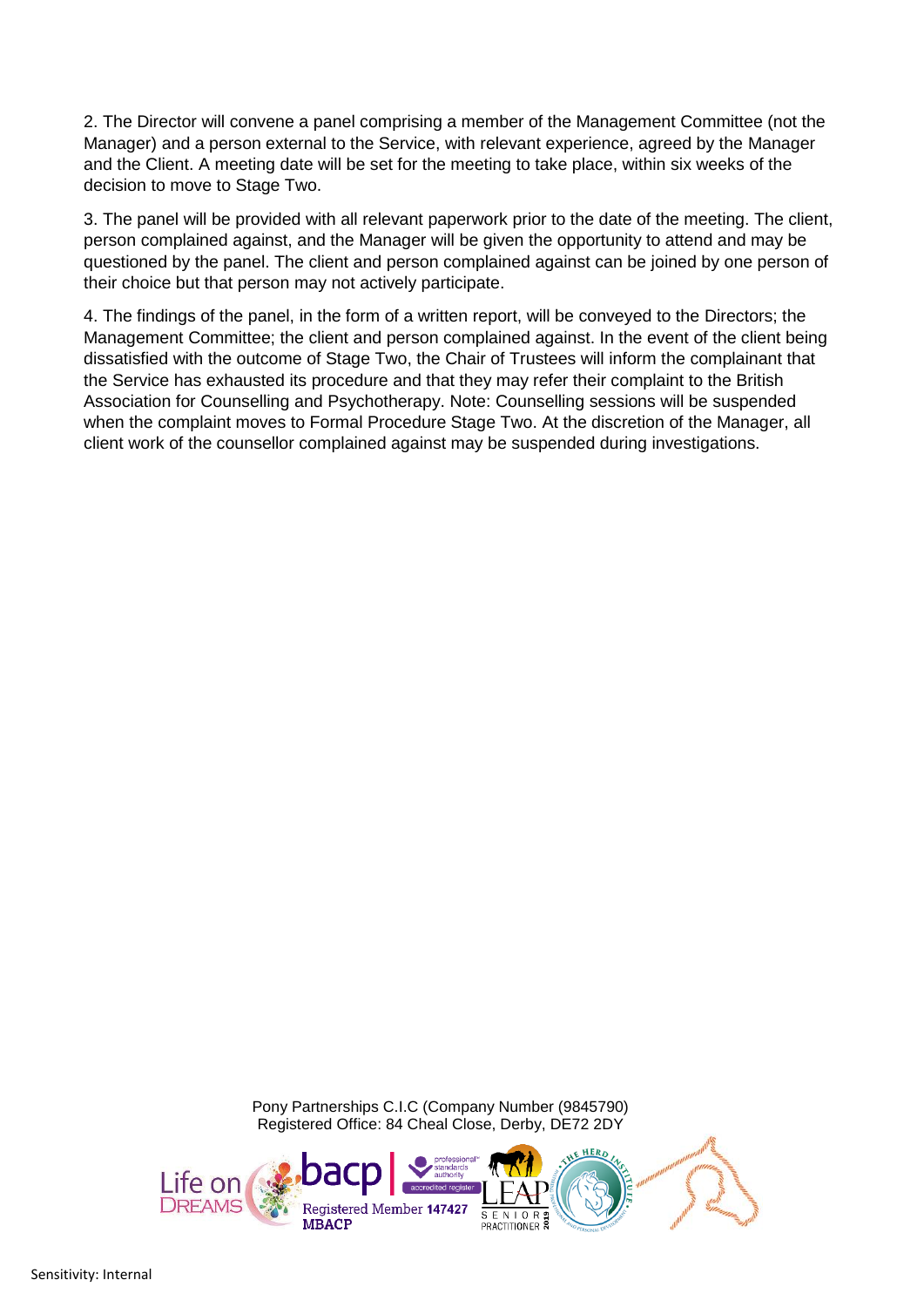2. The Director will convene a panel comprising a member of the Management Committee (not the Manager) and a person external to the Service, with relevant experience, agreed by the Manager and the Client. A meeting date will be set for the meeting to take place, within six weeks of the decision to move to Stage Two.

3. The panel will be provided with all relevant paperwork prior to the date of the meeting. The client, person complained against, and the Manager will be given the opportunity to attend and may be questioned by the panel. The client and person complained against can be joined by one person of their choice but that person may not actively participate.

4. The findings of the panel, in the form of a written report, will be conveyed to the Directors; the Management Committee; the client and person complained against. In the event of the client being dissatisfied with the outcome of Stage Two, the Chair of Trustees will inform the complainant that the Service has exhausted its procedure and that they may refer their complaint to the British Association for Counselling and Psychotherapy. Note: Counselling sessions will be suspended when the complaint moves to Formal Procedure Stage Two. At the discretion of the Manager, all client work of the counsellor complained against may be suspended during investigations.

Pony Partnerships C.I.C (Company Number (9845790)
Registered Office: 84 Cheal Close, Derby, DE72 2DY